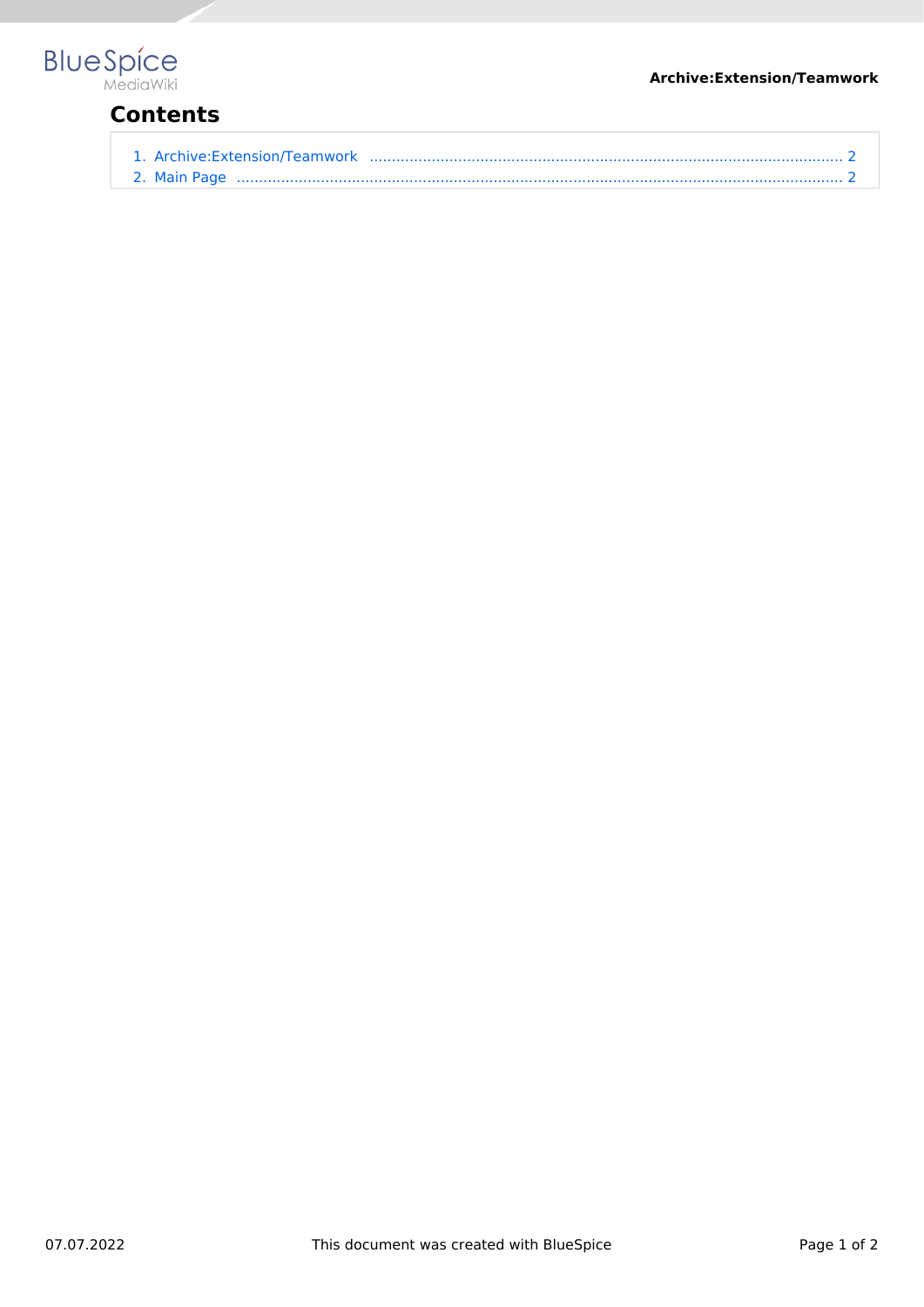# Contents

1. Archive:Extension/Teamwork .......................................................................................................... 2
2. Main Page ....................................................................................................................................... 2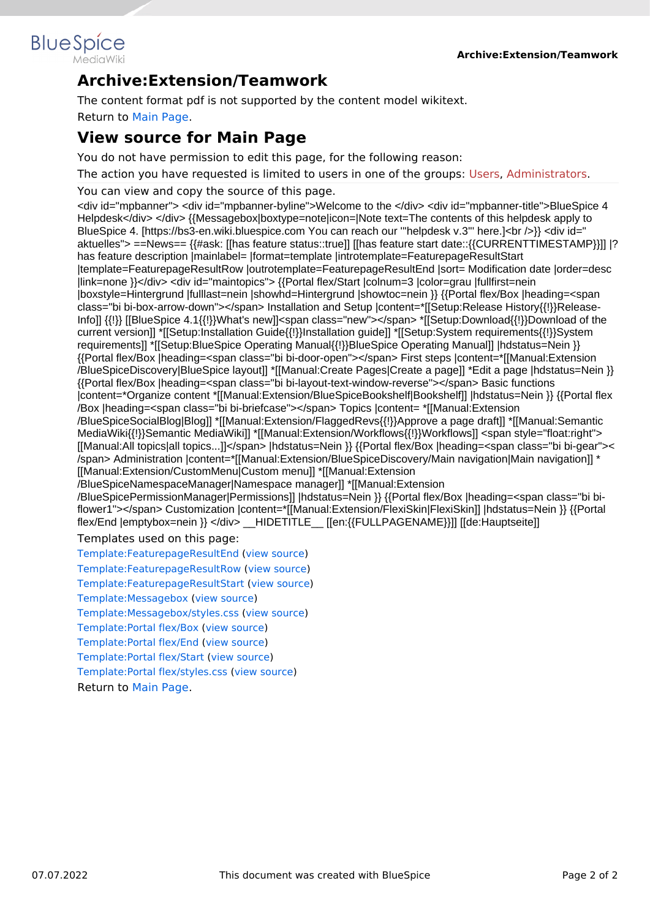# Archive:Extension/Teamwork

The content format pdf is not supported by the content model wikitext.

Return to Main Page.

## View source for Main Page

You do not have permission to edit this page, for the following reason:

The action you have requested is limited to users in one of the groups: Users, Administrators.

You can view and copy the source of this page.

<div id="mpbanner"> <div id="mpbanner-byline">Welcome to the </div> <div id="mpbanner-title">BlueSpice 4 Helpdesk</div> </div> {{Messagebox|boxtype=note|icon=|Note text=The contents of this helpdesk apply to BlueSpice 4. [https://bs3-en.wiki.bluespice.com You can reach our '''helpdesk v.3''' here.]<br />}} <div id=" aktuelles"> ==News== {{#ask: [[has feature status::true]] [[has feature start date::{{CURRENTTIMESTAMP}}]] |?has feature description |mainlabel= |format=template |introtemplate=FeaturepageResultStart |template=FeaturepageResultRow |outrotemplate=FeaturepageResultEnd |sort= Modification date |order=desc |link=none }}</div> <div id="maintopics"> {{Portal flex/Start |colnum=3 |color=grau |fullfirst=nein |boxstyle=Hintergrund |fulllast=nein |showhd=Hintergrund |showtoc=nein }} {{Portal flex/Box |heading=<span class="bi bi-box-arrow-down"></span> Installation and Setup |content=*[[Setup:Release History{{!}}Release-Info]] {{!}} [[BlueSpice 4.1{{!}}What's new]]<span class="new"></span> *[[Setup:Download{{!}}Download of the current version]] *[[Setup:Installation Guide{{!}}Installation guide]] *[[Setup:System requirements{{!}}System requirements]] *[[Setup:BlueSpice Operating Manual{{!}}BlueSpice Operating Manual]] |hdstatus=Nein }} {{Portal flex/Box |heading=<span class="bi bi-door-open"></span> First steps |content=*[[Manual:Extension /BlueSpiceDiscovery|BlueSpice layout]] *[[Manual:Create Pages|Create a page]] *Edit a page |hdstatus=Nein }} {{Portal flex/Box |heading=<span class="bi bi-layout-text-window-reverse"></span> Basic functions |content=*Organize content *[[Manual:Extension/BlueSpiceBookshelf|Bookshelf]] |hdstatus=Nein }} {{Portal flex /Box |heading=<span class="bi bi-briefcase"></span> Topics |content= *[[Manual:Extension /BlueSpiceSocialBlog|Blog]] *[[Manual:Extension/FlaggedRevs{{!}}Approve a page draft]] *[[Manual:Semantic MediaWiki{{!}}Semantic MediaWiki]] *[[Manual:Extension/Workflows{{!}}Workflows]] <span style="float:right"> [[Manual:All topics|all topics...]]</span> |hdstatus=Nein }} {{Portal flex/Box |heading=<span class="bi bi-gear">< /span> Administration |content=*[[Manual:Extension/BlueSpiceDiscovery/Main navigation|Main navigation]] * [[Manual:Extension/CustomMenu|Custom menu]] *[[Manual:Extension /BlueSpiceNamespaceManager|Namespace manager]] *[[Manual:Extension /BlueSpicePermissionManager|Permissions]] |hdstatus=Nein }} {{Portal flex/Box |heading=<span class="bi bi-flower1"></span> Customization |content=*[[Manual:Extension/FlexiSkin|FlexiSkin]] |hdstatus=Nein }} {{Portal flex/End |emptybox=nein }} </div> __HIDETITLE__ [[en:{{FULLPAGENAME}}]] [[de:Hauptseite]]

Templates used on this page:

- Template:FeaturepageResultEnd (view source)
- Template:FeaturepageResultRow (view source)
- Template:FeaturepageResultStart (view source)
- Template:Messagebox (view source)
- Template:Messagebox/styles.css (view source)
- Template:Portal flex/Box (view source)
- Template:Portal flex/End (view source)
- Template:Portal flex/Start (view source)
- Template:Portal flex/styles.css (view source)

Return to Main Page.